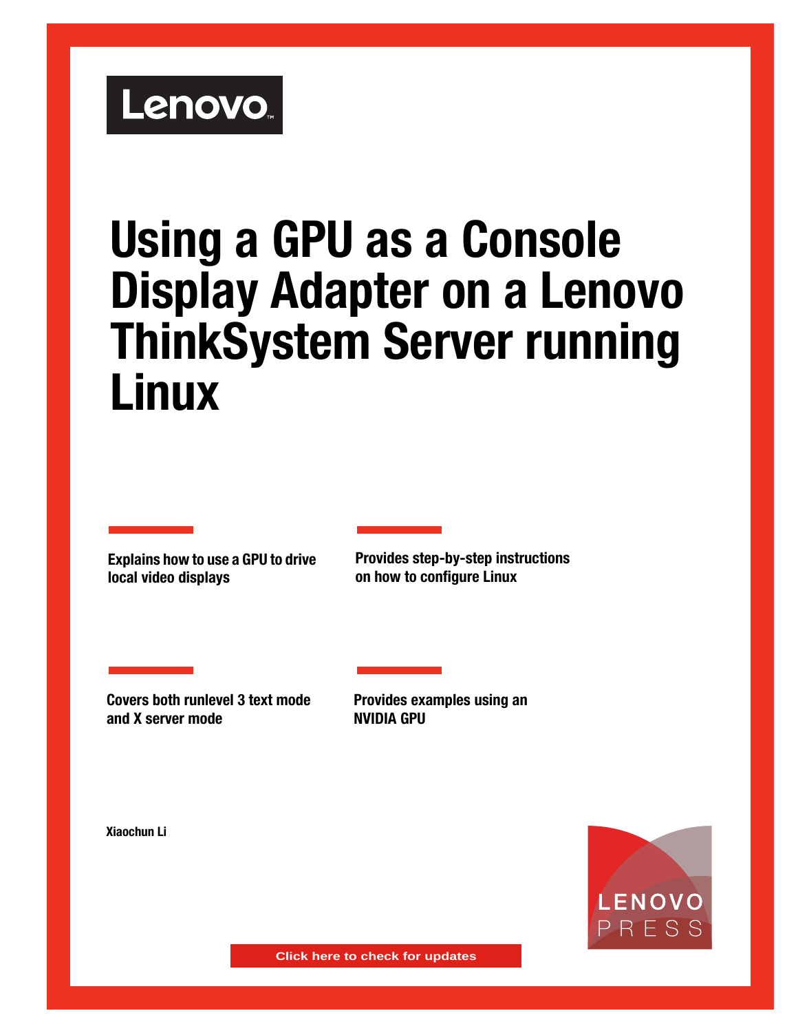Lenovo

# Using a GPU as a Console Display Adapter on a Lenovo ThinkSystem Server running Linux

**Explains how to use a GPU to drive local video displays**

**Provides step-by-step instructions on how to configure Linux**

**Covers both runlevel 3 text mode and X server mode**

**Provides examples using an NVIDIA GPU**

**Xiaochun Li**

LENOVO PRESS

**Click here to check for updates**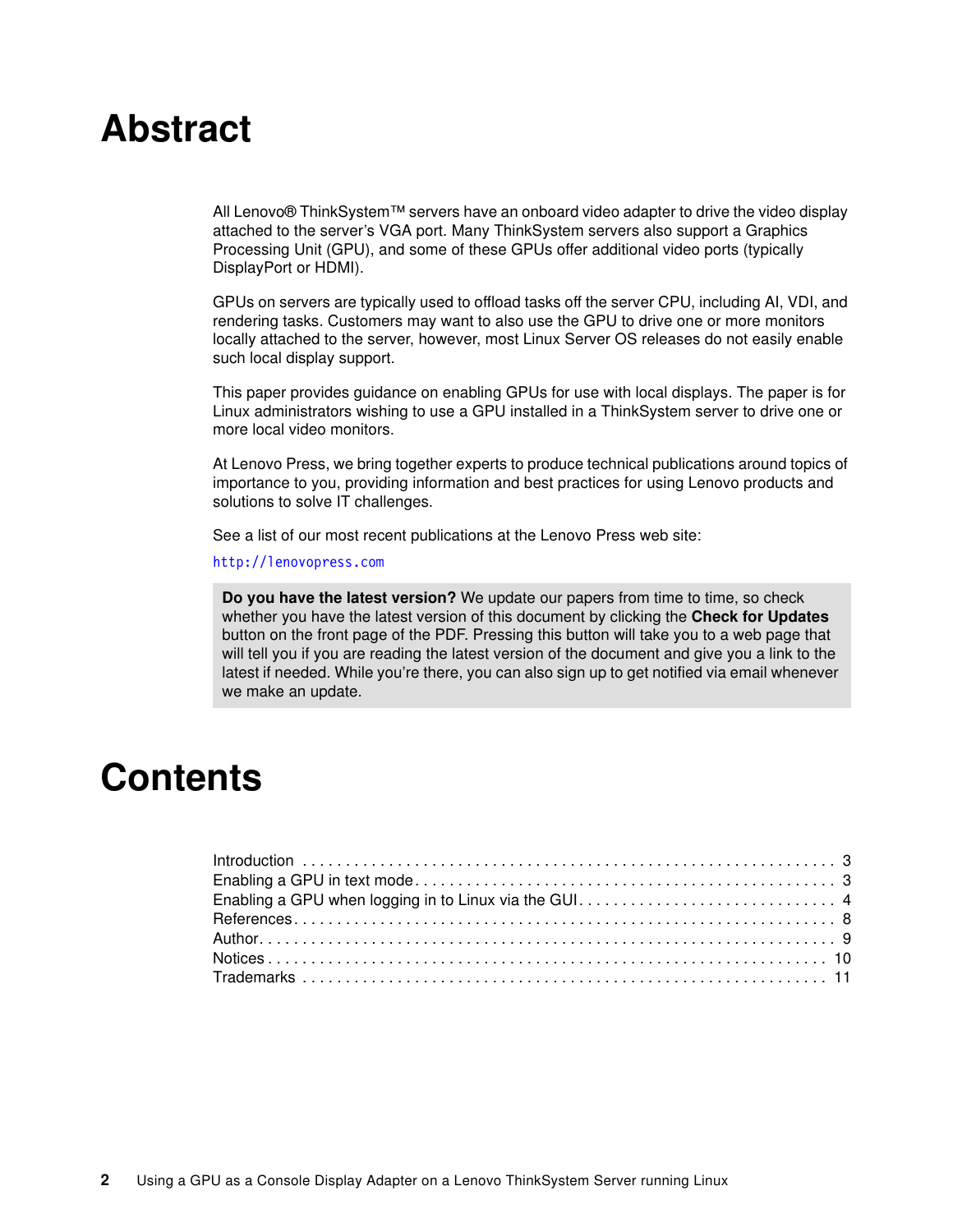# Abstract

All Lenovo® ThinkSystem™ servers have an onboard video adapter to drive the video display attached to the server's VGA port. Many ThinkSystem servers also support a Graphics Processing Unit (GPU), and some of these GPUs offer additional video ports (typically DisplayPort or HDMI).

GPUs on servers are typically used to offload tasks off the server CPU, including AI, VDI, and rendering tasks. Customers may want to also use the GPU to drive one or more monitors locally attached to the server, however, most Linux Server OS releases do not easily enable such local display support.

This paper provides guidance on enabling GPUs for use with local displays. The paper is for Linux administrators wishing to use a GPU installed in a ThinkSystem server to drive one or more local video monitors.

At Lenovo Press, we bring together experts to produce technical publications around topics of importance to you, providing information and best practices for using Lenovo products and solutions to solve IT challenges.

See a list of our most recent publications at the Lenovo Press web site:

http://lenovopress.com

> **Do you have the latest version?** We update our papers from time to time, so check whether you have the latest version of this document by clicking the **Check for Updates** button on the front page of the PDF. Pressing this button will take you to a web page that will tell you if you are reading the latest version of the document and give you a link to the latest if needed. While you're there, you can also sign up to get notified via email whenever we make an update.

# Contents

| | |
|---|---|
| Introduction | 3 |
| Enabling a GPU in text mode | 3 |
| Enabling a GPU when logging in to Linux via the GUI | 4 |
| References | 8 |
| Author | 9 |
| Notices | 10 |
| Trademarks | 11 |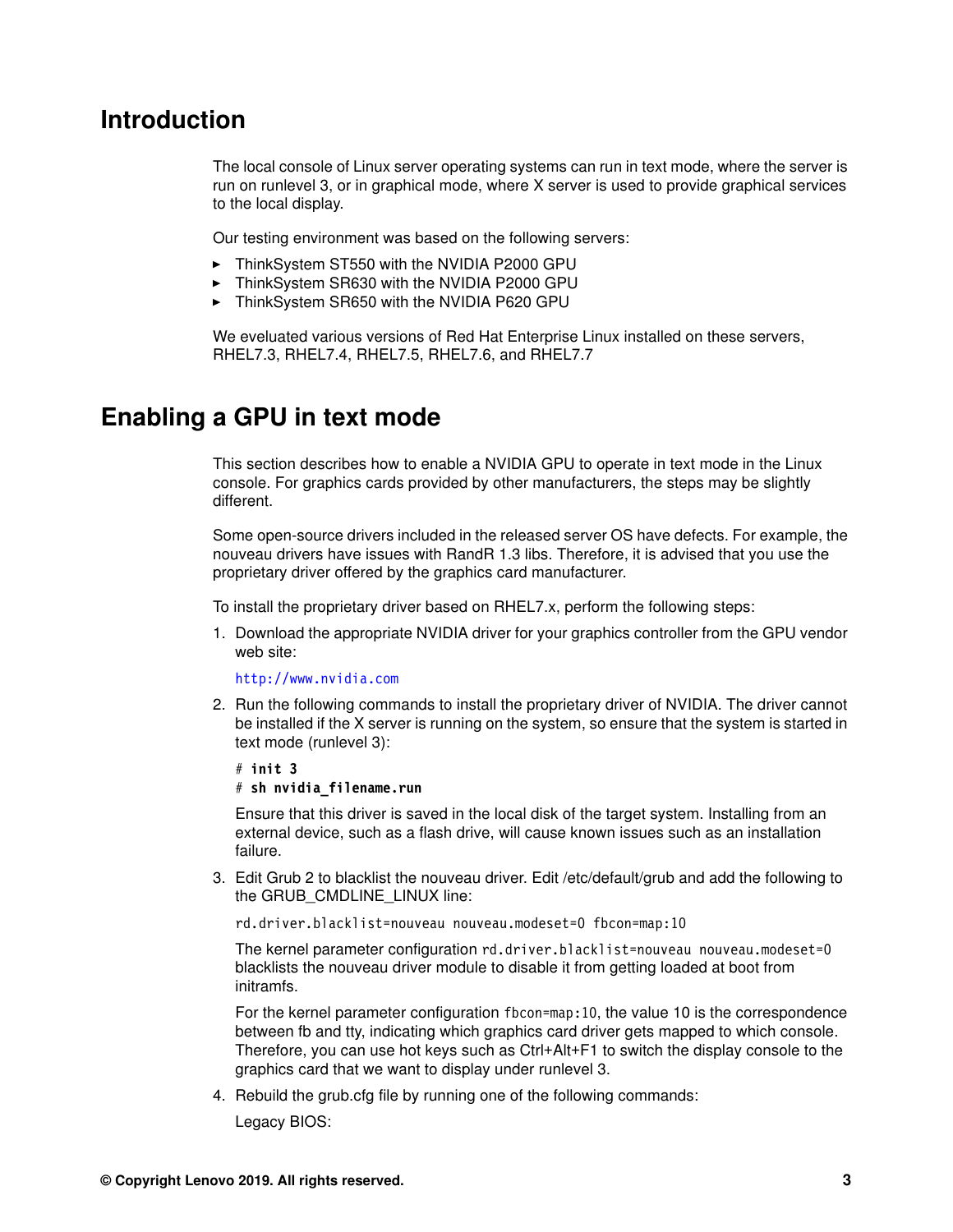## Introduction

The local console of Linux server operating systems can run in text mode, where the server is run on runlevel 3, or in graphical mode, where X server is used to provide graphical services to the local display.

Our testing environment was based on the following servers:

- ThinkSystem ST550 with the NVIDIA P2000 GPU
- ThinkSystem SR630 with the NVIDIA P2000 GPU
- ThinkSystem SR650 with the NVIDIA P620 GPU

We eveluated various versions of Red Hat Enterprise Linux installed on these servers, RHEL7.3, RHEL7.4, RHEL7.5, RHEL7.6, and RHEL7.7

## Enabling a GPU in text mode

This section describes how to enable a NVIDIA GPU to operate in text mode in the Linux console. For graphics cards provided by other manufacturers, the steps may be slightly different.

Some open-source drivers included in the released server OS have defects. For example, the nouveau drivers have issues with RandR 1.3 libs. Therefore, it is advised that you use the proprietary driver offered by the graphics card manufacturer.

To install the proprietary driver based on RHEL7.x, perform the following steps:

1. Download the appropriate NVIDIA driver for your graphics controller from the GPU vendor web site:

   http://www.nvidia.com

2. Run the following commands to install the proprietary driver of NVIDIA. The driver cannot be installed if the X server is running on the system, so ensure that the system is started in text mode (runlevel 3):

   ```
   # init 3
   # sh nvidia_filename.run
   ```

   Ensure that this driver is saved in the local disk of the target system. Installing from an external device, such as a flash drive, will cause known issues such as an installation failure.

3. Edit Grub 2 to blacklist the nouveau driver. Edit /etc/default/grub and add the following to the GRUB_CMDLINE_LINUX line:

   ```
   rd.driver.blacklist=nouveau nouveau.modeset=0 fbcon=map:10
   ```

   The kernel parameter configuration `rd.driver.blacklist=nouveau nouveau.modeset=0` blacklists the nouveau driver module to disable it from getting loaded at boot from initramfs.

   For the kernel parameter configuration `fbcon=map:10`, the value 10 is the correspondence between fb and tty, indicating which graphics card driver gets mapped to which console. Therefore, you can use hot keys such as Ctrl+Alt+F1 to switch the display console to the graphics card that we want to display under runlevel 3.

4. Rebuild the grub.cfg file by running one of the following commands:

   Legacy BIOS: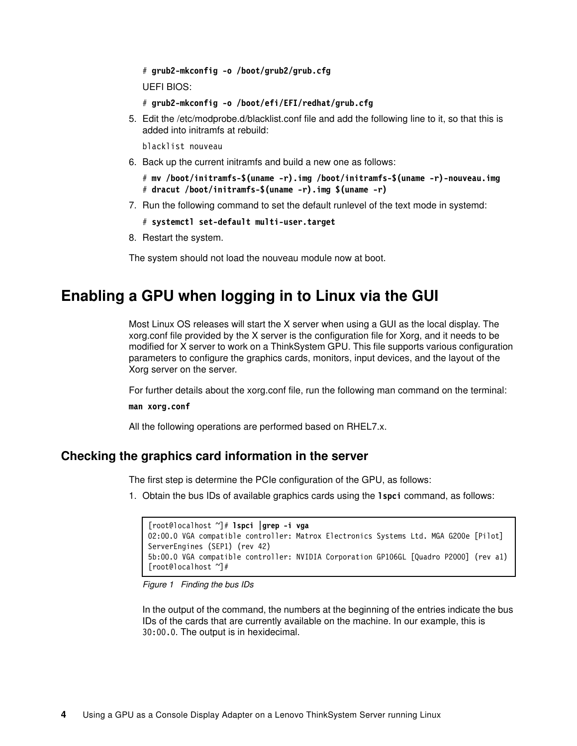```
# grub2-mkconfig -o /boot/grub2/grub.cfg
```

UEFI BIOS:

```
# grub2-mkconfig -o /boot/efi/EFI/redhat/grub.cfg
```

5. Edit the /etc/modprobe.d/blacklist.conf file and add the following line to it, so that this is added into initramfs at rebuild:

   ```
   blacklist nouveau
   ```

6. Back up the current initramfs and build a new one as follows:

   ```
   # mv /boot/initramfs-$(uname -r).img /boot/initramfs-$(uname -r)-nouveau.img
   # dracut /boot/initramfs-$(uname -r).img $(uname -r)
   ```

7. Run the following command to set the default runlevel of the text mode in systemd:

   ```
   # systemctl set-default multi-user.target
   ```

8. Restart the system.

The system should not load the nouveau module now at boot.

# Enabling a GPU when logging in to Linux via the GUI

Most Linux OS releases will start the X server when using a GUI as the local display. The xorg.conf file provided by the X server is the configuration file for Xorg, and it needs to be modified for X server to work on a ThinkSystem GPU. This file supports various configuration parameters to configure the graphics cards, monitors, input devices, and the layout of the Xorg server on the server.

For further details about the xorg.conf file, run the following man command on the terminal:

```
man xorg.conf
```

All the following operations are performed based on RHEL7.x.

## Checking the graphics card information in the server

The first step is determine the PCIe configuration of the GPU, as follows:

1. Obtain the bus IDs of available graphics cards using the **lspci** command, as follows:

   ```
   [root@localhost ~]# lspci |grep -i vga
   02:00.0 VGA compatible controller: Matrox Electronics Systems Ltd. MGA G200e [Pilot] ServerEngines (SEP1) (rev 42)
   5b:00.0 VGA compatible controller: NVIDIA Corporation GP106GL [Quadro P2000] (rev a1)
   [root@localhost ~]#
   ```

   *Figure 1 Finding the bus IDs*

   In the output of the command, the numbers at the beginning of the entries indicate the bus IDs of the cards that are currently available on the machine. In our example, this is `30:00.0`. The output is in hexidecimal.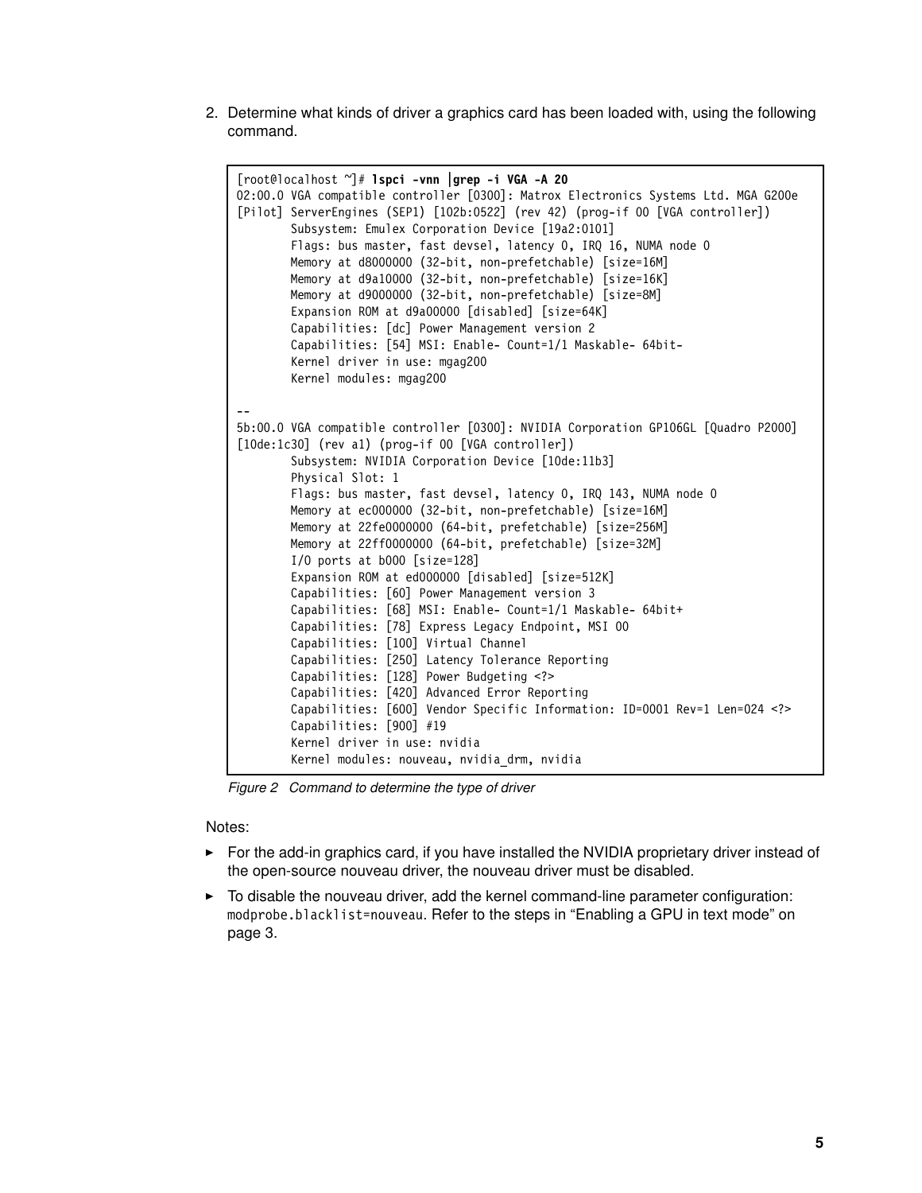2. Determine what kinds of driver a graphics card has been loaded with, using the following command.

```
[root@localhost ~]# lspci -vnn |grep -i VGA -A 20
02:00.0 VGA compatible controller [0300]: Matrox Electronics Systems Ltd. MGA G200e
[Pilot] ServerEngines (SEP1) [102b:0522] (rev 42) (prog-if 00 [VGA controller])
        Subsystem: Emulex Corporation Device [19a2:0101]
        Flags: bus master, fast devsel, latency 0, IRQ 16, NUMA node 0
        Memory at d8000000 (32-bit, non-prefetchable) [size=16M]
        Memory at d9a10000 (32-bit, non-prefetchable) [size=16K]
        Memory at d9000000 (32-bit, non-prefetchable) [size=8M]
        Expansion ROM at d9a00000 [disabled] [size=64K]
        Capabilities: [dc] Power Management version 2
        Capabilities: [54] MSI: Enable- Count=1/1 Maskable- 64bit-
        Kernel driver in use: mgag200
        Kernel modules: mgag200

--
5b:00.0 VGA compatible controller [0300]: NVIDIA Corporation GP106GL [Quadro P2000]
[10de:1c30] (rev a1) (prog-if 00 [VGA controller])
        Subsystem: NVIDIA Corporation Device [10de:11b3]
        Physical Slot: 1
        Flags: bus master, fast devsel, latency 0, IRQ 143, NUMA node 0
        Memory at ec000000 (32-bit, non-prefetchable) [size=16M]
        Memory at 22fe0000000 (64-bit, prefetchable) [size=256M]
        Memory at 22ff0000000 (64-bit, prefetchable) [size=32M]
        I/O ports at b000 [size=128]
        Expansion ROM at ed000000 [disabled] [size=512K]
        Capabilities: [60] Power Management version 3
        Capabilities: [68] MSI: Enable- Count=1/1 Maskable- 64bit+
        Capabilities: [78] Express Legacy Endpoint, MSI 00
        Capabilities: [100] Virtual Channel
        Capabilities: [250] Latency Tolerance Reporting
        Capabilities: [128] Power Budgeting <?>
        Capabilities: [420] Advanced Error Reporting
        Capabilities: [600] Vendor Specific Information: ID=0001 Rev=1 Len=024 <?>
        Capabilities: [900] #19
        Kernel driver in use: nvidia
        Kernel modules: nouveau, nvidia_drm, nvidia
```

*Figure 2 Command to determine the type of driver*

Notes:

- For the add-in graphics card, if you have installed the NVIDIA proprietary driver instead of the open-source nouveau driver, the nouveau driver must be disabled.
- To disable the nouveau driver, add the kernel command-line parameter configuration: `modprobe.blacklist=nouveau`. Refer to the steps in "Enabling a GPU in text mode" on page 3.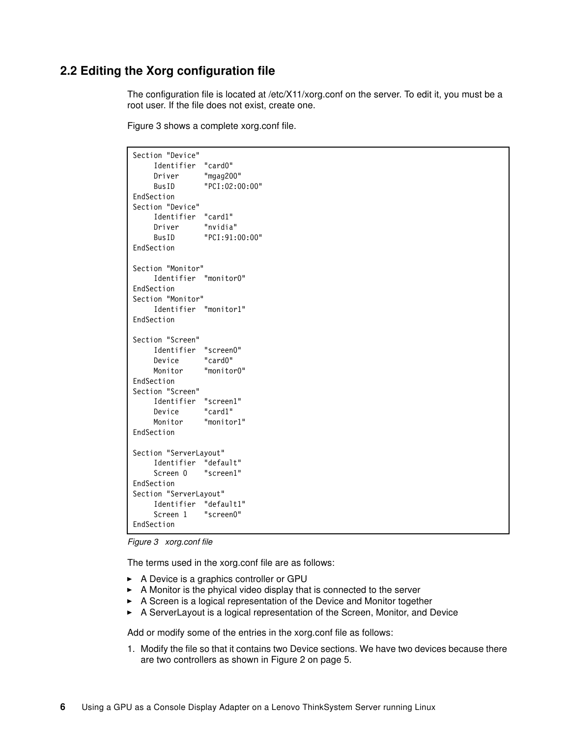## 2.2 Editing the Xorg configuration file

The configuration file is located at /etc/X11/xorg.conf on the server. To edit it, you must be a root user. If the file does not exist, create one.

Figure 3 shows a complete xorg.conf file.

```
Section "Device"
     Identifier  "card0"
     Driver      "mgag200"
     BusID       "PCI:02:00:00"
EndSection
Section "Device"
     Identifier  "card1"
     Driver      "nvidia"
     BusID       "PCI:91:00:00"
EndSection

Section "Monitor"
     Identifier  "monitor0"
EndSection
Section "Monitor"
     Identifier  "monitor1"
EndSection

Section "Screen"
     Identifier  "screen0"
     Device      "card0"
     Monitor     "monitor0"
EndSection
Section "Screen"
     Identifier  "screen1"
     Device      "card1"
     Monitor     "monitor1"
EndSection

Section "ServerLayout"
     Identifier  "default"
     Screen 0    "screen1"
EndSection
Section "ServerLayout"
     Identifier  "default1"
     Screen 1    "screen0"
EndSection
```

*Figure 3 xorg.conf file*

The terms used in the xorg.conf file are as follows:

- A Device is a graphics controller or GPU
- A Monitor is the phyical video display that is connected to the server
- A Screen is a logical representation of the Device and Monitor together
- A ServerLayout is a logical representation of the Screen, Monitor, and Device

Add or modify some of the entries in the xorg.conf file as follows:

1. Modify the file so that it contains two Device sections. We have two devices because there are two controllers as shown in Figure 2 on page 5.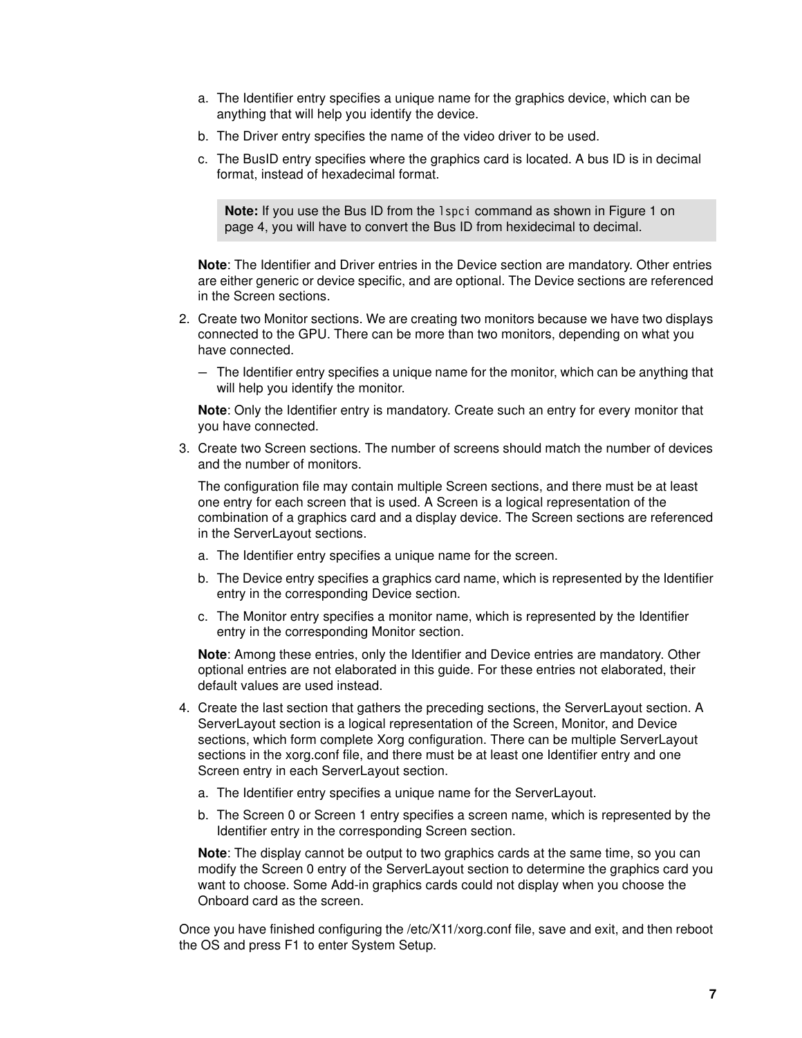a. The Identifier entry specifies a unique name for the graphics device, which can be anything that will help you identify the device.

b. The Driver entry specifies the name of the video driver to be used.

c. The BusID entry specifies where the graphics card is located. A bus ID is in decimal format, instead of hexadecimal format.

> **Note:** If you use the Bus ID from the `lspci` command as shown in Figure 1 on page 4, you will have to convert the Bus ID from hexidecimal to decimal.

**Note**: The Identifier and Driver entries in the Device section are mandatory. Other entries are either generic or device specific, and are optional. The Device sections are referenced in the Screen sections.

2. Create two Monitor sections. We are creating two monitors because we have two displays connected to the GPU. There can be more than two monitors, depending on what you have connected.

   – The Identifier entry specifies a unique name for the monitor, which can be anything that will help you identify the monitor.

   **Note**: Only the Identifier entry is mandatory. Create such an entry for every monitor that you have connected.

3. Create two Screen sections. The number of screens should match the number of devices and the number of monitors.

   The configuration file may contain multiple Screen sections, and there must be at least one entry for each screen that is used. A Screen is a logical representation of the combination of a graphics card and a display device. The Screen sections are referenced in the ServerLayout sections.

   a. The Identifier entry specifies a unique name for the screen.

   b. The Device entry specifies a graphics card name, which is represented by the Identifier entry in the corresponding Device section.

   c. The Monitor entry specifies a monitor name, which is represented by the Identifier entry in the corresponding Monitor section.

   **Note**: Among these entries, only the Identifier and Device entries are mandatory. Other optional entries are not elaborated in this guide. For these entries not elaborated, their default values are used instead.

4. Create the last section that gathers the preceding sections, the ServerLayout section. A ServerLayout section is a logical representation of the Screen, Monitor, and Device sections, which form complete Xorg configuration. There can be multiple ServerLayout sections in the xorg.conf file, and there must be at least one Identifier entry and one Screen entry in each ServerLayout section.

   a. The Identifier entry specifies a unique name for the ServerLayout.

   b. The Screen 0 or Screen 1 entry specifies a screen name, which is represented by the Identifier entry in the corresponding Screen section.

   **Note**: The display cannot be output to two graphics cards at the same time, so you can modify the Screen 0 entry of the ServerLayout section to determine the graphics card you want to choose. Some Add-in graphics cards could not display when you choose the Onboard card as the screen.

Once you have finished configuring the /etc/X11/xorg.conf file, save and exit, and then reboot the OS and press F1 to enter System Setup.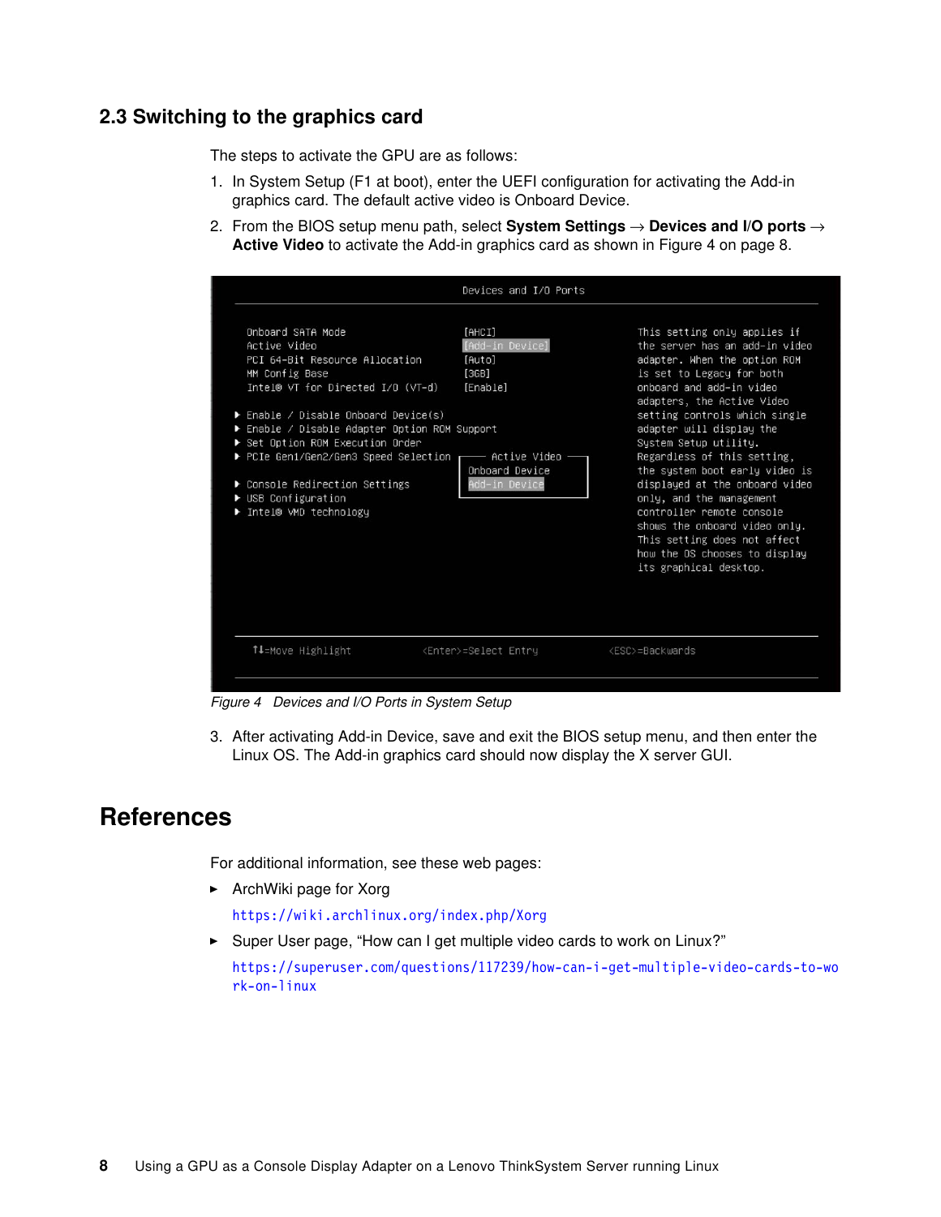## 2.3 Switching to the graphics card

The steps to activate the GPU are as follows:

1. In System Setup (F1 at boot), enter the UEFI configuration for activating the Add-in graphics card. The default active video is Onboard Device.
2. From the BIOS setup menu path, select **System Settings** → **Devices and I/O ports** → **Active Video** to activate the Add-in graphics card as shown in Figure 4 on page 8.

```
                         Devices and I/O Ports

 Onboard SATA Mode                  [AHCI]              This setting only applies if
 Active Video                       [Add-in Device]     the server has an add-in video
 PCI 64-Bit Resource Allocation     [Auto]              adapter. When the option ROM
 MM Config Base                     [3GB]               is set to Legacy for both
 Intel® VT for Directed I/O (VT-d)  [Enable]            onboard and add-in video
                                                        adapters, the Active Video
▶ Enable / Disable Onboard Device(s)                    setting controls which single
▶ Enable / Disable Adapter Option ROM Support           adapter will display the
▶ Set Option ROM Execution Order                        System Setup utility.
▶ PCIe Gen1/Gen2/Gen3 Speed Selection  Active Video     Regardless of this setting,
                                     Onboard Device     the system boot early video is
▶ Console Redirection Settings       Add-in Device      displayed at the onboard video
▶ USB Configuration                                     only, and the management
▶ Intel® VMD technology                                 controller remote console
                                                        shows the onboard video only.
                                                        This setting does not affect
                                                        how the OS chooses to display
                                                        its graphical desktop.

 ↑↓=Move Highlight          <Enter>=Select Entry          <ESC>=Backwards
```

*Figure 4 Devices and I/O Ports in System Setup*

3. After activating Add-in Device, save and exit the BIOS setup menu, and then enter the Linux OS. The Add-in graphics card should now display the X server GUI.

# References

For additional information, see these web pages:

- ArchWiki page for Xorg
  https://wiki.archlinux.org/index.php/Xorg
- Super User page, "How can I get multiple video cards to work on Linux?"
  https://superuser.com/questions/117239/how-can-i-get-multiple-video-cards-to-work-on-linux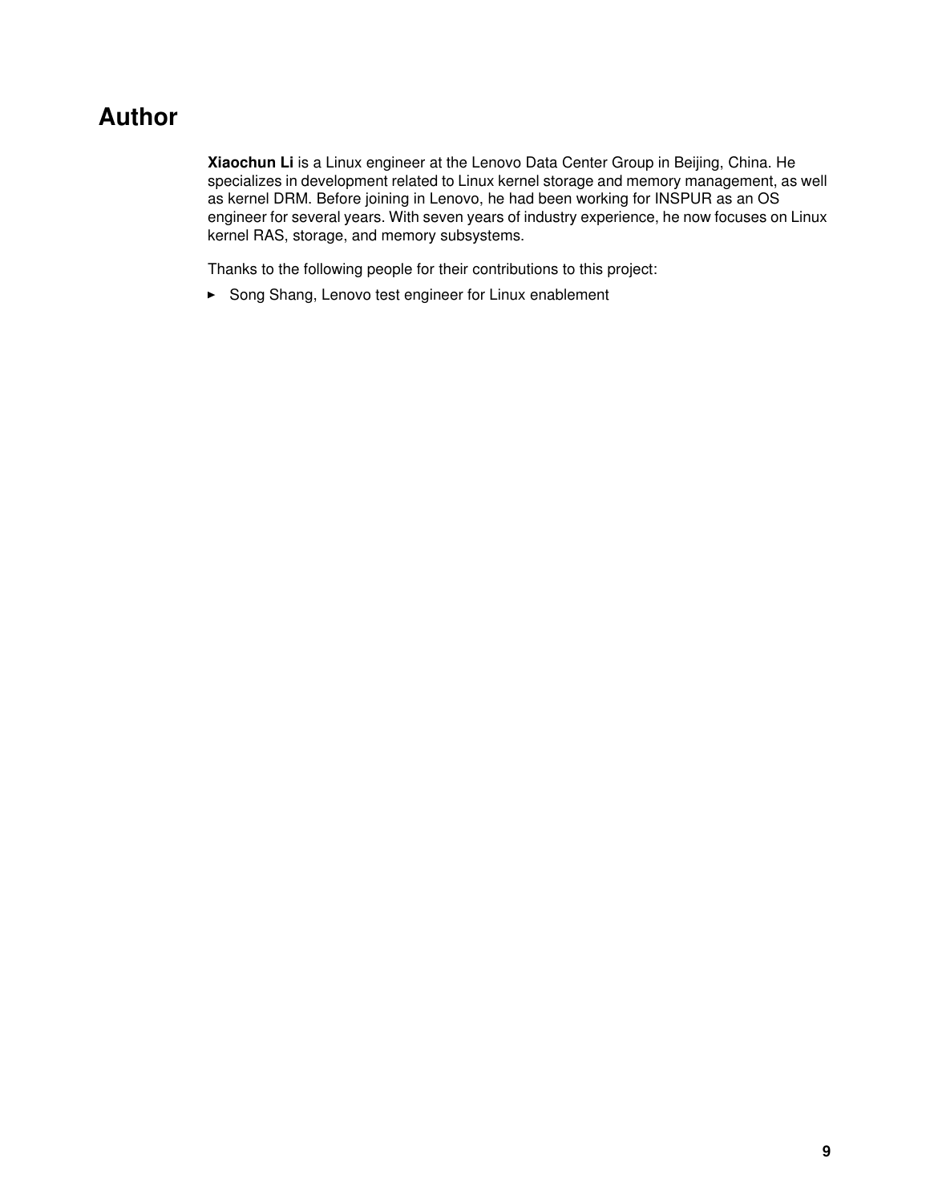# Author

**Xiaochun Li** is a Linux engineer at the Lenovo Data Center Group in Beijing, China. He specializes in development related to Linux kernel storage and memory management, as well as kernel DRM. Before joining in Lenovo, he had been working for INSPUR as an OS engineer for several years. With seven years of industry experience, he now focuses on Linux kernel RAS, storage, and memory subsystems.

Thanks to the following people for their contributions to this project:

- Song Shang, Lenovo test engineer for Linux enablement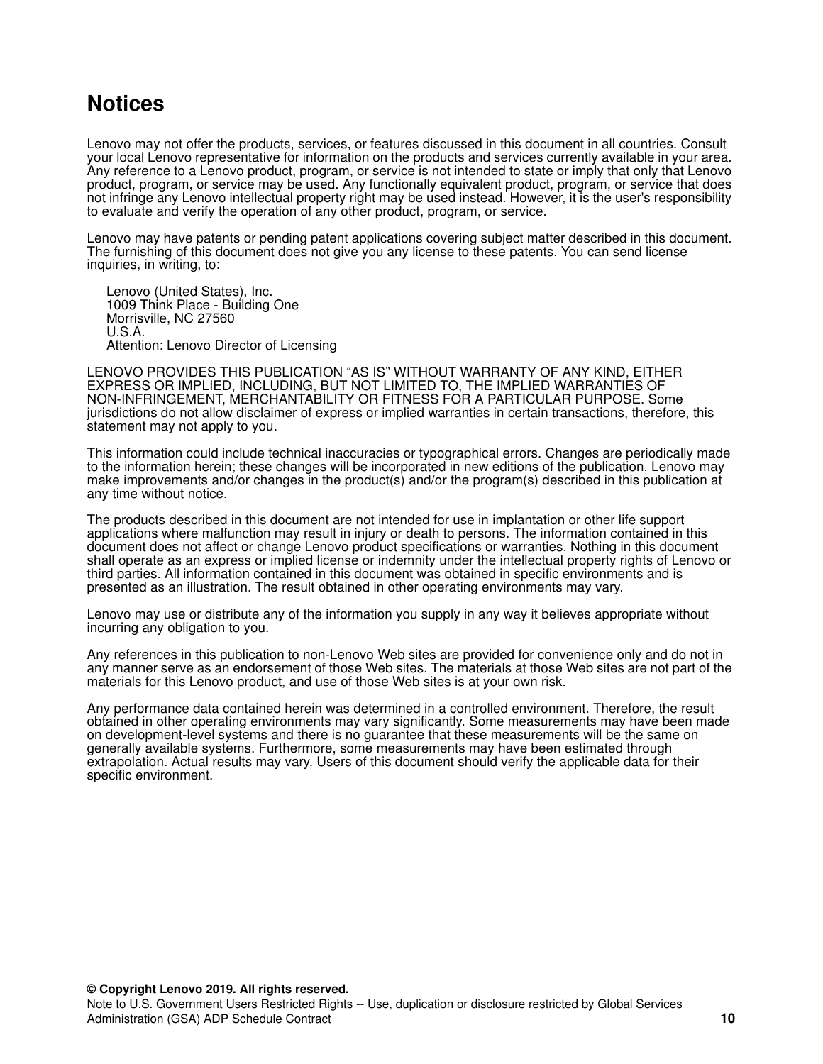# Notices

Lenovo may not offer the products, services, or features discussed in this document in all countries. Consult your local Lenovo representative for information on the products and services currently available in your area. Any reference to a Lenovo product, program, or service is not intended to state or imply that only that Lenovo product, program, or service may be used. Any functionally equivalent product, program, or service that does not infringe any Lenovo intellectual property right may be used instead. However, it is the user's responsibility to evaluate and verify the operation of any other product, program, or service.

Lenovo may have patents or pending patent applications covering subject matter described in this document. The furnishing of this document does not give you any license to these patents. You can send license inquiries, in writing, to:

Lenovo (United States), Inc.
1009 Think Place - Building One
Morrisville, NC 27560
U.S.A.
Attention: Lenovo Director of Licensing

LENOVO PROVIDES THIS PUBLICATION “AS IS” WITHOUT WARRANTY OF ANY KIND, EITHER EXPRESS OR IMPLIED, INCLUDING, BUT NOT LIMITED TO, THE IMPLIED WARRANTIES OF NON-INFRINGEMENT, MERCHANTABILITY OR FITNESS FOR A PARTICULAR PURPOSE. Some jurisdictions do not allow disclaimer of express or implied warranties in certain transactions, therefore, this statement may not apply to you.

This information could include technical inaccuracies or typographical errors. Changes are periodically made to the information herein; these changes will be incorporated in new editions of the publication. Lenovo may make improvements and/or changes in the product(s) and/or the program(s) described in this publication at any time without notice.

The products described in this document are not intended for use in implantation or other life support applications where malfunction may result in injury or death to persons. The information contained in this document does not affect or change Lenovo product specifications or warranties. Nothing in this document shall operate as an express or implied license or indemnity under the intellectual property rights of Lenovo or third parties. All information contained in this document was obtained in specific environments and is presented as an illustration. The result obtained in other operating environments may vary.

Lenovo may use or distribute any of the information you supply in any way it believes appropriate without incurring any obligation to you.

Any references in this publication to non-Lenovo Web sites are provided for convenience only and do not in any manner serve as an endorsement of those Web sites. The materials at those Web sites are not part of the materials for this Lenovo product, and use of those Web sites is at your own risk.

Any performance data contained herein was determined in a controlled environment. Therefore, the result obtained in other operating environments may vary significantly. Some measurements may have been made on development-level systems and there is no guarantee that these measurements will be the same on generally available systems. Furthermore, some measurements may have been estimated through extrapolation. Actual results may vary. Users of this document should verify the applicable data for their specific environment.

**© Copyright Lenovo 2019. All rights reserved.**
Note to U.S. Government Users Restricted Rights -- Use, duplication or disclosure restricted by Global Services Administration (GSA) ADP Schedule Contract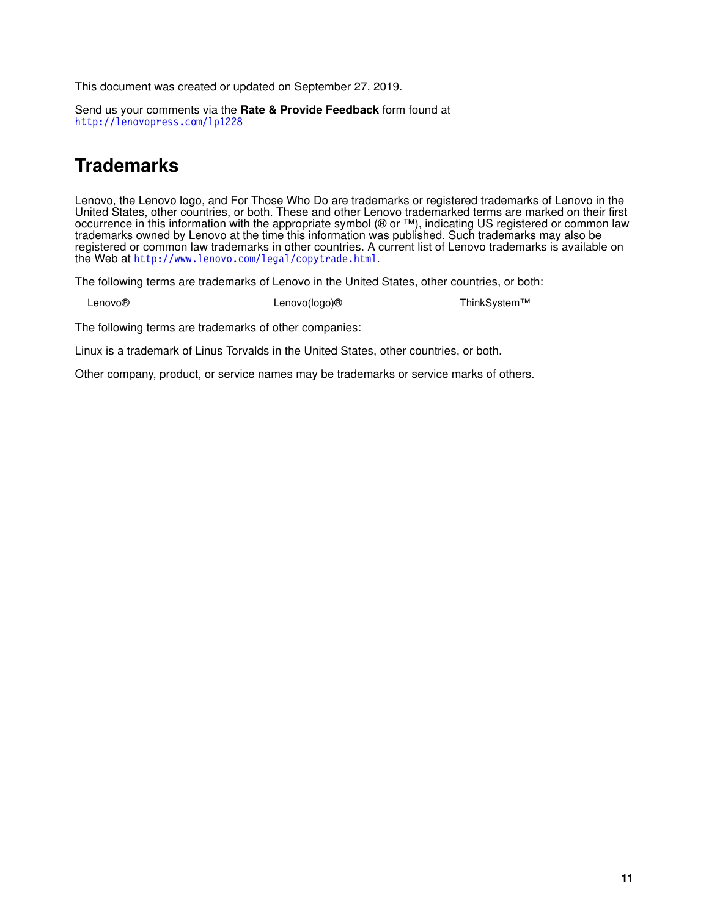This document was created or updated on September 27, 2019.

Send us your comments via the **Rate & Provide Feedback** form found at
http://lenovopress.com/lp1228

## Trademarks

Lenovo, the Lenovo logo, and For Those Who Do are trademarks or registered trademarks of Lenovo in the United States, other countries, or both. These and other Lenovo trademarked terms are marked on their first occurrence in this information with the appropriate symbol (® or ™), indicating US registered or common law trademarks owned by Lenovo at the time this information was published. Such trademarks may also be registered or common law trademarks in other countries. A current list of Lenovo trademarks is available on the Web at http://www.lenovo.com/legal/copytrade.html.

The following terms are trademarks of Lenovo in the United States, other countries, or both:

| | | |
|---|---|---|
| Lenovo® | Lenovo(logo)® | ThinkSystem™ |

The following terms are trademarks of other companies:

Linux is a trademark of Linus Torvalds in the United States, other countries, or both.

Other company, product, or service names may be trademarks or service marks of others.